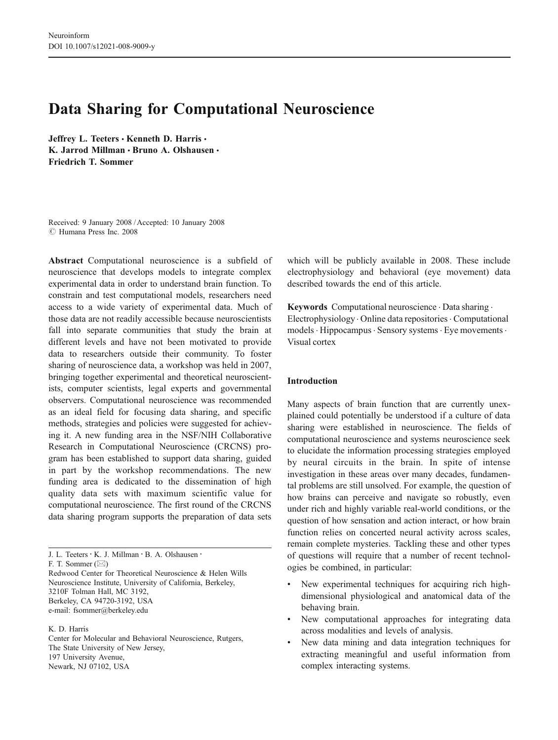# Data Sharing for Computational Neuroscience

**Jeffrey L. Teeters · Kenneth D. Harris · K. Jarrod Millman · Bruno A. Olshausen · Friedrich T. Sommer**

Received: 9 January 2008 / Accepted: 10 January 2008
© Humana Press Inc. 2008

**Abstract** Computational neuroscience is a subfield of neuroscience that develops models to integrate complex experimental data in order to understand brain function. To constrain and test computational models, researchers need access to a wide variety of experimental data. Much of those data are not readily accessible because neuroscientists fall into separate communities that study the brain at different levels and have not been motivated to provide data to researchers outside their community. To foster sharing of neuroscience data, a workshop was held in 2007, bringing together experimental and theoretical neuroscientists, computer scientists, legal experts and governmental observers. Computational neuroscience was recommended as an ideal field for focusing data sharing, and specific methods, strategies and policies were suggested for achieving it. A new funding area in the NSF/NIH Collaborative Research in Computational Neuroscience (CRCNS) program has been established to support data sharing, guided in part by the workshop recommendations. The new funding area is dedicated to the dissemination of high quality data sets with maximum scientific value for computational neuroscience. The first round of the CRCNS data sharing program supports the preparation of data sets which will be publicly available in 2008. These include electrophysiology and behavioral (eye movement) data described towards the end of this article.

**Keywords** Computational neuroscience · Data sharing · Electrophysiology · Online data repositories · Computational models · Hippocampus · Sensory systems · Eye movements · Visual cortex

J. L. Teeters · K. J. Millman · B. A. Olshausen · F. T. Sommer (✉)
Redwood Center for Theoretical Neuroscience & Helen Wills Neuroscience Institute, University of California, Berkeley, 3210F Tolman Hall, MC 3192, Berkeley, CA 94720-3192, USA
e-mail: fsommer@berkeley.edu

K. D. Harris
Center for Molecular and Behavioral Neuroscience, Rutgers, The State University of New Jersey, 197 University Avenue, Newark, NJ 07102, USA

## Introduction

Many aspects of brain function that are currently unexplained could potentially be understood if a culture of data sharing were established in neuroscience. The fields of computational neuroscience and systems neuroscience seek to elucidate the information processing strategies employed by neural circuits in the brain. In spite of intense investigation in these areas over many decades, fundamental problems are still unsolved. For example, the question of how brains can perceive and navigate so robustly, even under rich and highly variable real-world conditions, or the question of how sensation and action interact, or how brain function relies on concerted neural activity across scales, remain complete mysteries. Tackling these and other types of questions will require that a number of recent technologies be combined, in particular:

- New experimental techniques for acquiring rich high-dimensional physiological and anatomical data of the behaving brain.
- New computational approaches for integrating data across modalities and levels of analysis.
- New data mining and data integration techniques for extracting meaningful and useful information from complex interacting systems.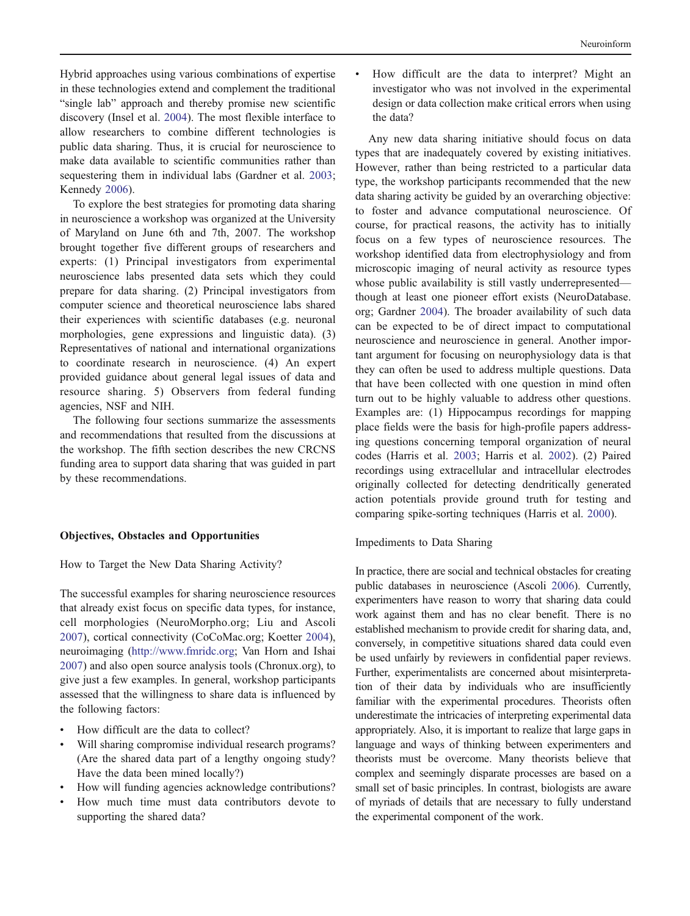Hybrid approaches using various combinations of expertise in these technologies extend and complement the traditional "single lab" approach and thereby promise new scientific discovery (Insel et al. 2004). The most flexible interface to allow researchers to combine different technologies is public data sharing. Thus, it is crucial for neuroscience to make data available to scientific communities rather than sequestering them in individual labs (Gardner et al. 2003; Kennedy 2006).

To explore the best strategies for promoting data sharing in neuroscience a workshop was organized at the University of Maryland on June 6th and 7th, 2007. The workshop brought together five different groups of researchers and experts: (1) Principal investigators from experimental neuroscience labs presented data sets which they could prepare for data sharing. (2) Principal investigators from computer science and theoretical neuroscience labs shared their experiences with scientific databases (e.g. neuronal morphologies, gene expressions and linguistic data). (3) Representatives of national and international organizations to coordinate research in neuroscience. (4) An expert provided guidance about general legal issues of data and resource sharing. 5) Observers from federal funding agencies, NSF and NIH.

The following four sections summarize the assessments and recommendations that resulted from the discussions at the workshop. The fifth section describes the new CRCNS funding area to support data sharing that was guided in part by these recommendations.

## Objectives, Obstacles and Opportunities

### How to Target the New Data Sharing Activity?

The successful examples for sharing neuroscience resources that already exist focus on specific data types, for instance, cell morphologies (NeuroMorpho.org; Liu and Ascoli 2007), cortical connectivity (CoCoMac.org; Koetter 2004), neuroimaging (http://www.fmridc.org; Van Horn and Ishai 2007) and also open source analysis tools (Chronux.org), to give just a few examples. In general, workshop participants assessed that the willingness to share data is influenced by the following factors:

- How difficult are the data to collect?
- Will sharing compromise individual research programs? (Are the shared data part of a lengthy ongoing study? Have the data been mined locally?)
- How will funding agencies acknowledge contributions?
- How much time must data contributors devote to supporting the shared data?
- How difficult are the data to interpret? Might an investigator who was not involved in the experimental design or data collection make critical errors when using the data?

Any new data sharing initiative should focus on data types that are inadequately covered by existing initiatives. However, rather than being restricted to a particular data type, the workshop participants recommended that the new data sharing activity be guided by an overarching objective: to foster and advance computational neuroscience. Of course, for practical reasons, the activity has to initially focus on a few types of neuroscience resources. The workshop identified data from electrophysiology and from microscopic imaging of neural activity as resource types whose public availability is still vastly underrepresented—though at least one pioneer effort exists (NeuroDatabase.org; Gardner 2004). The broader availability of such data can be expected to be of direct impact to computational neuroscience and neuroscience in general. Another important argument for focusing on neurophysiology data is that they can often be used to address multiple questions. Data that have been collected with one question in mind often turn out to be highly valuable to address other questions. Examples are: (1) Hippocampus recordings for mapping place fields were the basis for high-profile papers addressing questions concerning temporal organization of neural codes (Harris et al. 2003; Harris et al. 2002). (2) Paired recordings using extracellular and intracellular electrodes originally collected for detecting dendritically generated action potentials provide ground truth for testing and comparing spike-sorting techniques (Harris et al. 2000).

### Impediments to Data Sharing

In practice, there are social and technical obstacles for creating public databases in neuroscience (Ascoli 2006). Currently, experimenters have reason to worry that sharing data could work against them and has no clear benefit. There is no established mechanism to provide credit for sharing data, and, conversely, in competitive situations shared data could even be used unfairly by reviewers in confidential paper reviews. Further, experimentalists are concerned about misinterpretation of their data by individuals who are insufficiently familiar with the experimental procedures. Theorists often underestimate the intricacies of interpreting experimental data appropriately. Also, it is important to realize that large gaps in language and ways of thinking between experimenters and theorists must be overcome. Many theorists believe that complex and seemingly disparate processes are based on a small set of basic principles. In contrast, biologists are aware of myriads of details that are necessary to fully understand the experimental component of the work.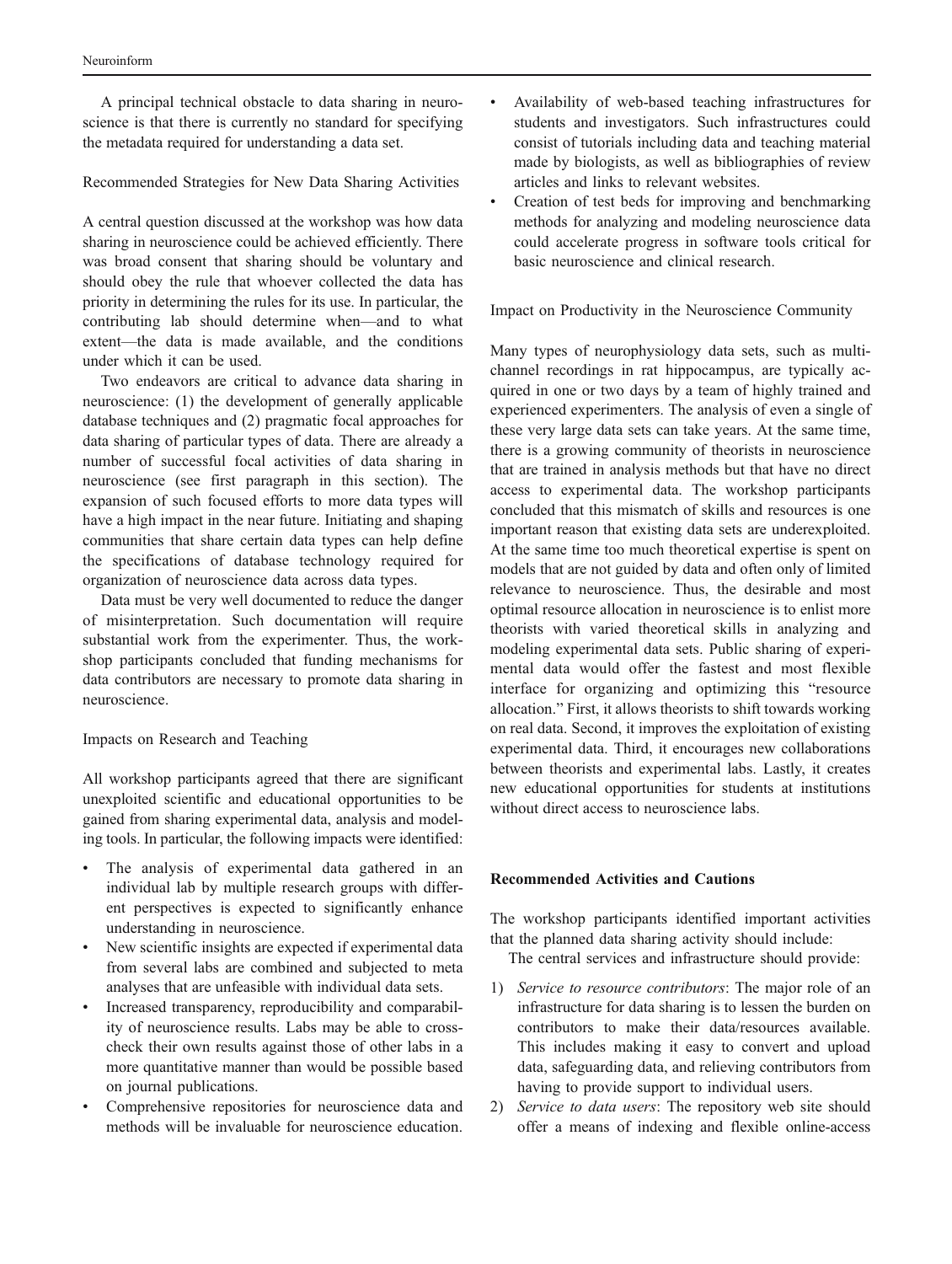A principal technical obstacle to data sharing in neuroscience is that there is currently no standard for specifying the metadata required for understanding a data set.

### Recommended Strategies for New Data Sharing Activities

A central question discussed at the workshop was how data sharing in neuroscience could be achieved efficiently. There was broad consent that sharing should be voluntary and should obey the rule that whoever collected the data has priority in determining the rules for its use. In particular, the contributing lab should determine when—and to what extent—the data is made available, and the conditions under which it can be used.

Two endeavors are critical to advance data sharing in neuroscience: (1) the development of generally applicable database techniques and (2) pragmatic focal approaches for data sharing of particular types of data. There are already a number of successful focal activities of data sharing in neuroscience (see first paragraph in this section). The expansion of such focused efforts to more data types will have a high impact in the near future. Initiating and shaping communities that share certain data types can help define the specifications of database technology required for organization of neuroscience data across data types.

Data must be very well documented to reduce the danger of misinterpretation. Such documentation will require substantial work from the experimenter. Thus, the workshop participants concluded that funding mechanisms for data contributors are necessary to promote data sharing in neuroscience.

### Impacts on Research and Teaching

All workshop participants agreed that there are significant unexploited scientific and educational opportunities to be gained from sharing experimental data, analysis and modeling tools. In particular, the following impacts were identified:

- The analysis of experimental data gathered in an individual lab by multiple research groups with different perspectives is expected to significantly enhance understanding in neuroscience.
- New scientific insights are expected if experimental data from several labs are combined and subjected to meta analyses that are unfeasible with individual data sets.
- Increased transparency, reproducibility and comparability of neuroscience results. Labs may be able to cross-check their own results against those of other labs in a more quantitative manner than would be possible based on journal publications.
- Comprehensive repositories for neuroscience data and methods will be invaluable for neuroscience education.
- Availability of web-based teaching infrastructures for students and investigators. Such infrastructures could consist of tutorials including data and teaching material made by biologists, as well as bibliographies of review articles and links to relevant websites.
- Creation of test beds for improving and benchmarking methods for analyzing and modeling neuroscience data could accelerate progress in software tools critical for basic neuroscience and clinical research.

### Impact on Productivity in the Neuroscience Community

Many types of neurophysiology data sets, such as multichannel recordings in rat hippocampus, are typically acquired in one or two days by a team of highly trained and experienced experimenters. The analysis of even a single of these very large data sets can take years. At the same time, there is a growing community of theorists in neuroscience that are trained in analysis methods but that have no direct access to experimental data. The workshop participants concluded that this mismatch of skills and resources is one important reason that existing data sets are underexploited. At the same time too much theoretical expertise is spent on models that are not guided by data and often only of limited relevance to neuroscience. Thus, the desirable and most optimal resource allocation in neuroscience is to enlist more theorists with varied theoretical skills in analyzing and modeling experimental data sets. Public sharing of experimental data would offer the fastest and most flexible interface for organizing and optimizing this "resource allocation." First, it allows theorists to shift towards working on real data. Second, it improves the exploitation of existing experimental data. Third, it encourages new collaborations between theorists and experimental labs. Lastly, it creates new educational opportunities for students at institutions without direct access to neuroscience labs.

## Recommended Activities and Cautions

The workshop participants identified important activities that the planned data sharing activity should include:

The central services and infrastructure should provide:

1) *Service to resource contributors*: The major role of an infrastructure for data sharing is to lessen the burden on contributors to make their data/resources available. This includes making it easy to convert and upload data, safeguarding data, and relieving contributors from having to provide support to individual users.
2) *Service to data users*: The repository web site should offer a means of indexing and flexible online-access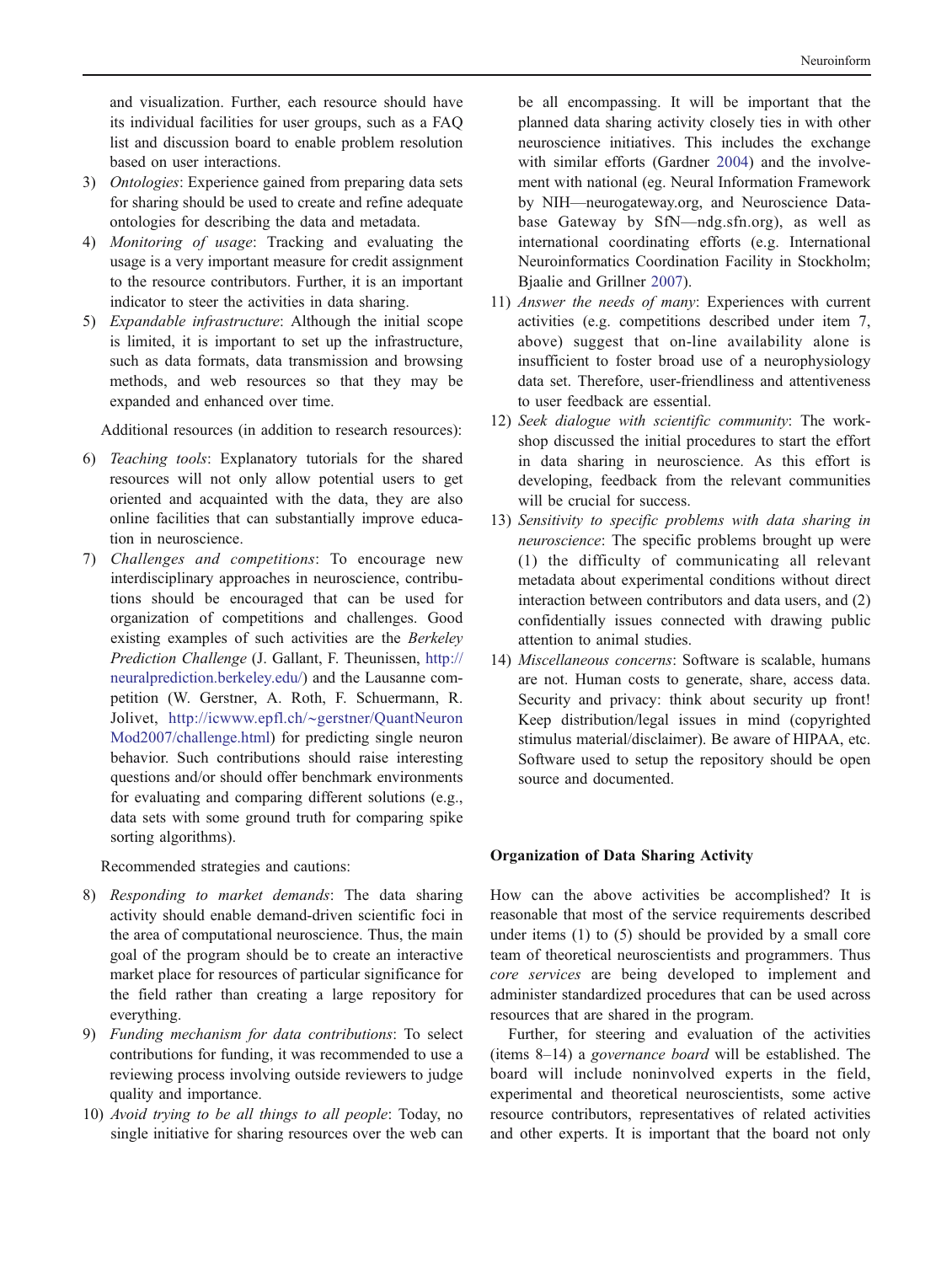and visualization. Further, each resource should have its individual facilities for user groups, such as a FAQ list and discussion board to enable problem resolution based on user interactions.

3) *Ontologies*: Experience gained from preparing data sets for sharing should be used to create and refine adequate ontologies for describing the data and metadata.
4) *Monitoring of usage*: Tracking and evaluating the usage is a very important measure for credit assignment to the resource contributors. Further, it is an important indicator to steer the activities in data sharing.
5) *Expandable infrastructure*: Although the initial scope is limited, it is important to set up the infrastructure, such as data formats, data transmission and browsing methods, and web resources so that they may be expanded and enhanced over time.

Additional resources (in addition to research resources):

6) *Teaching tools*: Explanatory tutorials for the shared resources will not only allow potential users to get oriented and acquainted with the data, they are also online facilities that can substantially improve education in neuroscience.
7) *Challenges and competitions*: To encourage new interdisciplinary approaches in neuroscience, contributions should be encouraged that can be used for organization of competitions and challenges. Good existing examples of such activities are the *Berkeley Prediction Challenge* (J. Gallant, F. Theunissen, http://neuralprediction.berkeley.edu/) and the Lausanne competition (W. Gerstner, A. Roth, F. Schuermann, R. Jolivet, http://icwww.epfl.ch/~gerstner/QuantNeuronMod2007/challenge.html) for predicting single neuron behavior. Such contributions should raise interesting questions and/or should offer benchmark environments for evaluating and comparing different solutions (e.g., data sets with some ground truth for comparing spike sorting algorithms).

Recommended strategies and cautions:

8) *Responding to market demands*: The data sharing activity should enable demand-driven scientific foci in the area of computational neuroscience. Thus, the main goal of the program should be to create an interactive market place for resources of particular significance for the field rather than creating a large repository for everything.
9) *Funding mechanism for data contributions*: To select contributions for funding, it was recommended to use a reviewing process involving outside reviewers to judge quality and importance.
10) *Avoid trying to be all things to all people*: Today, no single initiative for sharing resources over the web can be all encompassing. It will be important that the planned data sharing activity closely ties in with other neuroscience initiatives. This includes the exchange with similar efforts (Gardner 2004) and the involvement with national (eg. Neural Information Framework by NIH—neurogateway.org, and Neuroscience Database Gateway by SfN—ndg.sfn.org), as well as international coordinating efforts (e.g. International Neuroinformatics Coordination Facility in Stockholm; Bjaalie and Grillner 2007).
11) *Answer the needs of many*: Experiences with current activities (e.g. competitions described under item 7, above) suggest that on-line availability alone is insufficient to foster broad use of a neurophysiology data set. Therefore, user-friendliness and attentiveness to user feedback are essential.
12) *Seek dialogue with scientific community*: The workshop discussed the initial procedures to start the effort in data sharing in neuroscience. As this effort is developing, feedback from the relevant communities will be crucial for success.
13) *Sensitivity to specific problems with data sharing in neuroscience*: The specific problems brought up were (1) the difficulty of communicating all relevant metadata about experimental conditions without direct interaction between contributors and data users, and (2) confidentially issues connected with drawing public attention to animal studies.
14) *Miscellaneous concerns*: Software is scalable, humans are not. Human costs to generate, share, access data. Security and privacy: think about security up front! Keep distribution/legal issues in mind (copyrighted stimulus material/disclaimer). Be aware of HIPAA, etc. Software used to setup the repository should be open source and documented.

## Organization of Data Sharing Activity

How can the above activities be accomplished? It is reasonable that most of the service requirements described under items (1) to (5) should be provided by a small core team of theoretical neuroscientists and programmers. Thus *core services* are being developed to implement and administer standardized procedures that can be used across resources that are shared in the program.

Further, for steering and evaluation of the activities (items 8–14) a *governance board* will be established. The board will include noninvolved experts in the field, experimental and theoretical neuroscientists, some active resource contributors, representatives of related activities and other experts. It is important that the board not only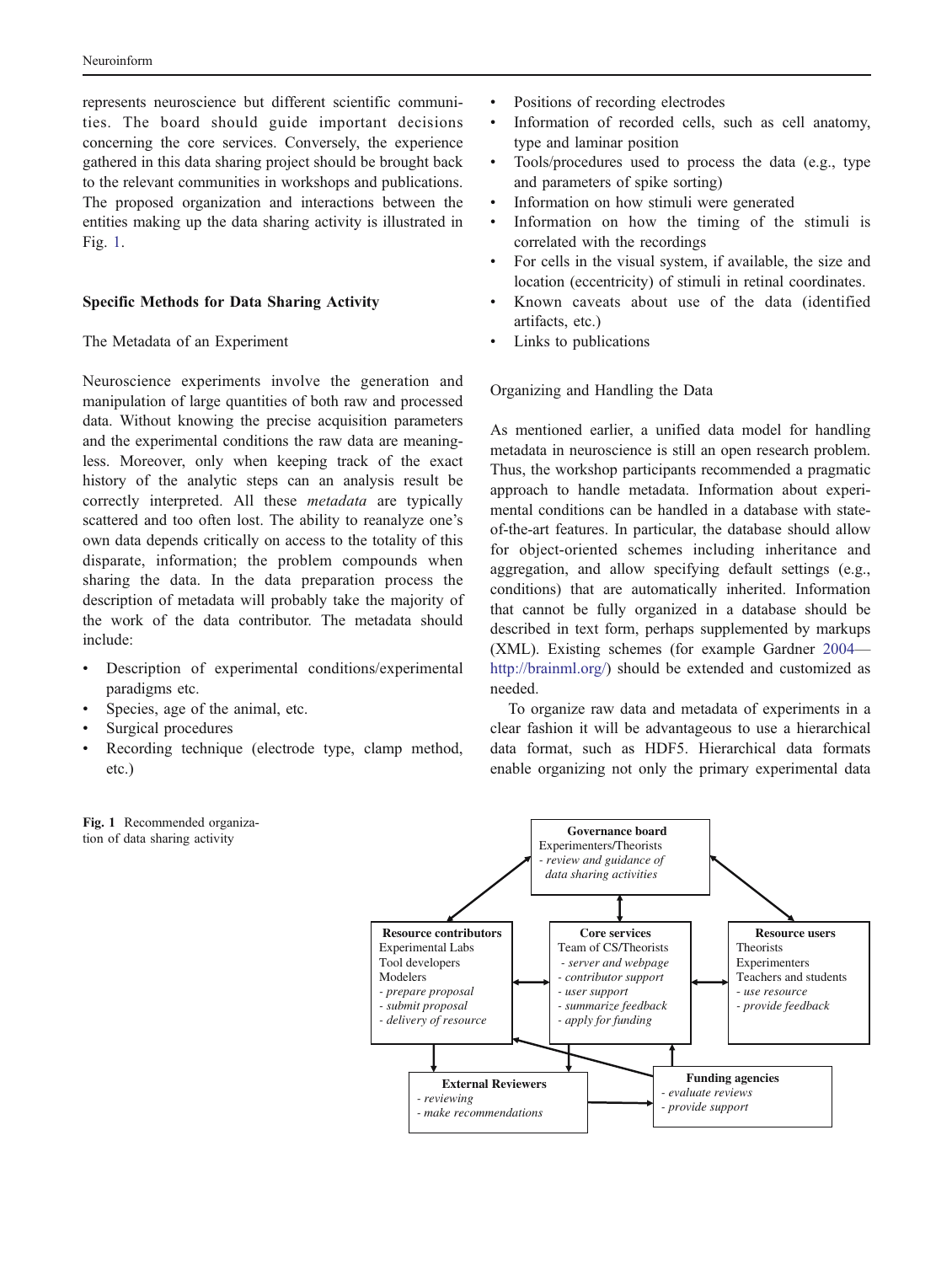represents neuroscience but different scientific communities. The board should guide important decisions concerning the core services. Conversely, the experience gathered in this data sharing project should be brought back to the relevant communities in workshops and publications. The proposed organization and interactions between the entities making up the data sharing activity is illustrated in Fig. 1.

## Specific Methods for Data Sharing Activity

### The Metadata of an Experiment

Neuroscience experiments involve the generation and manipulation of large quantities of both raw and processed data. Without knowing the precise acquisition parameters and the experimental conditions the raw data are meaningless. Moreover, only when keeping track of the exact history of the analytic steps can an analysis result be correctly interpreted. All these *metadata* are typically scattered and too often lost. The ability to reanalyze one's own data depends critically on access to the totality of this disparate, information; the problem compounds when sharing the data. In the data preparation process the description of metadata will probably take the majority of the work of the data contributor. The metadata should include:

- Description of experimental conditions/experimental paradigms etc.
- Species, age of the animal, etc.
- Surgical procedures
- Recording technique (electrode type, clamp method, etc.)
- Positions of recording electrodes
- Information of recorded cells, such as cell anatomy, type and laminar position
- Tools/procedures used to process the data (e.g., type and parameters of spike sorting)
- Information on how stimuli were generated
- Information on how the timing of the stimuli is correlated with the recordings
- For cells in the visual system, if available, the size and location (eccentricity) of stimuli in retinal coordinates.
- Known caveats about use of the data (identified artifacts, etc.)
- Links to publications

### Organizing and Handling the Data

As mentioned earlier, a unified data model for handling metadata in neuroscience is still an open research problem. Thus, the workshop participants recommended a pragmatic approach to handle metadata. Information about experimental conditions can be handled in a database with state-of-the-art features. In particular, the database should allow for object-oriented schemes including inheritance and aggregation, and allow specifying default settings (e.g., conditions) that are automatically inherited. Information that cannot be fully organized in a database should be described in text form, perhaps supplemented by markups (XML). Existing schemes (for example Gardner 2004—http://brainml.org/) should be extended and customized as needed.

To organize raw data and metadata of experiments in a clear fashion it will be advantageous to use a hierarchical data format, such as HDF5. Hierarchical data formats enable organizing not only the primary experimental data

**Governance board**
Experimenters/Theorists
*- review and guidance of data sharing activities*

**Resource contributors**
Experimental Labs
Tool developers
Modelers
*- prepare proposal*
*- submit proposal*
*- delivery of resource*

**Core services**
Team of CS/Theorists
*- server and webpage*
*- contributor support*
*- user support*
*- summarize feedback*
*- apply for funding*

**Resource users**
Theorists
Experimenters
Teachers and students
*- use resource*
*- provide feedback*

**External Reviewers**
*- reviewing*
*- make recommendations*

**Funding agencies**
*- evaluate reviews*
*- provide support*

**Fig. 1** Recommended organization of data sharing activity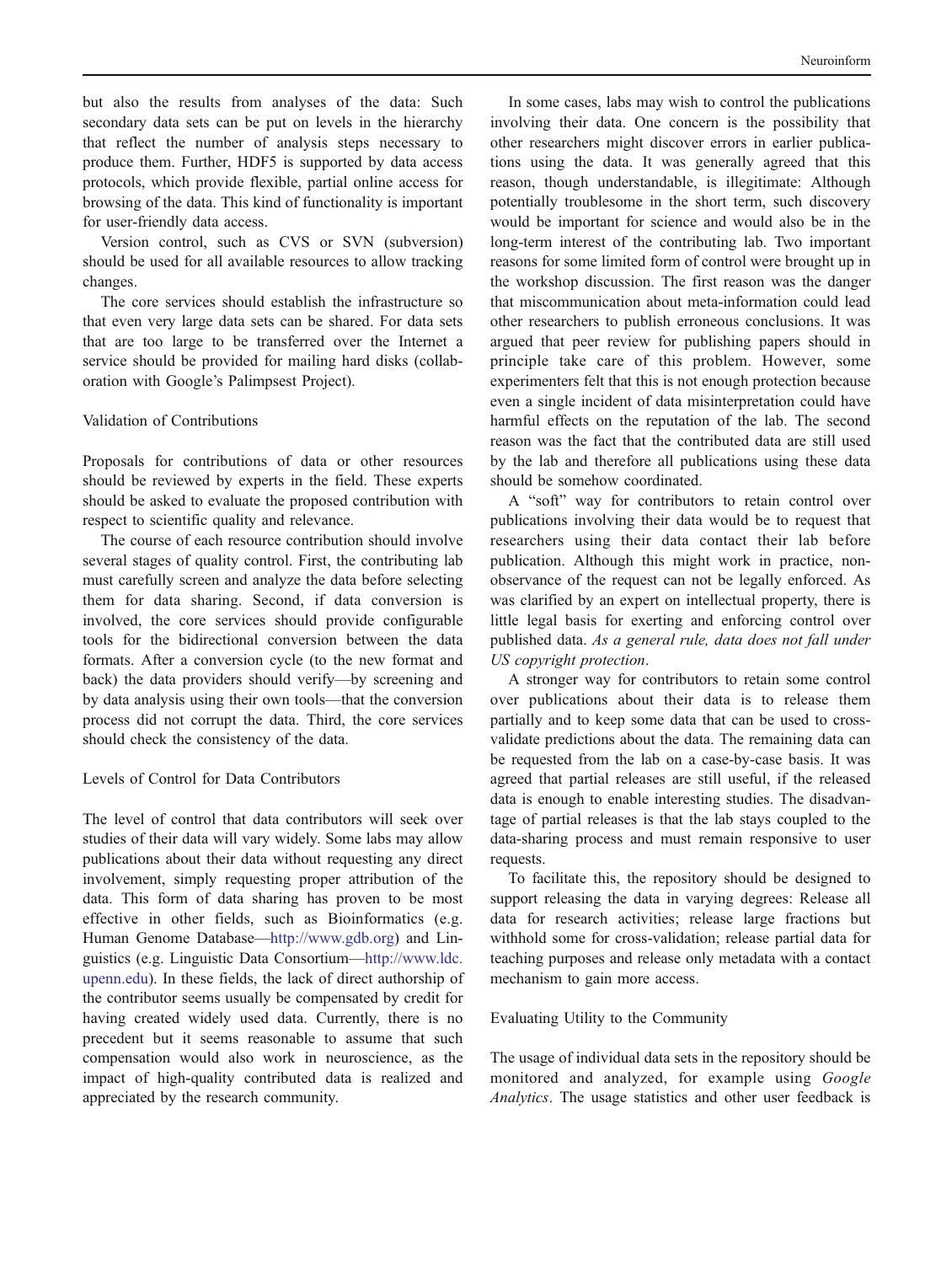but also the results from analyses of the data: Such secondary data sets can be put on levels in the hierarchy that reflect the number of analysis steps necessary to produce them. Further, HDF5 is supported by data access protocols, which provide flexible, partial online access for browsing of the data. This kind of functionality is important for user-friendly data access.

Version control, such as CVS or SVN (subversion) should be used for all available resources to allow tracking changes.

The core services should establish the infrastructure so that even very large data sets can be shared. For data sets that are too large to be transferred over the Internet a service should be provided for mailing hard disks (collaboration with Google's Palimpsest Project).

### Validation of Contributions

Proposals for contributions of data or other resources should be reviewed by experts in the field. These experts should be asked to evaluate the proposed contribution with respect to scientific quality and relevance.

The course of each resource contribution should involve several stages of quality control. First, the contributing lab must carefully screen and analyze the data before selecting them for data sharing. Second, if data conversion is involved, the core services should provide configurable tools for the bidirectional conversion between the data formats. After a conversion cycle (to the new format and back) the data providers should verify—by screening and by data analysis using their own tools—that the conversion process did not corrupt the data. Third, the core services should check the consistency of the data.

### Levels of Control for Data Contributors

The level of control that data contributors will seek over studies of their data will vary widely. Some labs may allow publications about their data without requesting any direct involvement, simply requesting proper attribution of the data. This form of data sharing has proven to be most effective in other fields, such as Bioinformatics (e.g. Human Genome Database—http://www.gdb.org) and Linguistics (e.g. Linguistic Data Consortium—http://www.ldc.upenn.edu). In these fields, the lack of direct authorship of the contributor seems usually be compensated by credit for having created widely used data. Currently, there is no precedent but it seems reasonable to assume that such compensation would also work in neuroscience, as the impact of high-quality contributed data is realized and appreciated by the research community.

In some cases, labs may wish to control the publications involving their data. One concern is the possibility that other researchers might discover errors in earlier publications using the data. It was generally agreed that this reason, though understandable, is illegitimate: Although potentially troublesome in the short term, such discovery would be important for science and would also be in the long-term interest of the contributing lab. Two important reasons for some limited form of control were brought up in the workshop discussion. The first reason was the danger that miscommunication about meta-information could lead other researchers to publish erroneous conclusions. It was argued that peer review for publishing papers should in principle take care of this problem. However, some experimenters felt that this is not enough protection because even a single incident of data misinterpretation could have harmful effects on the reputation of the lab. The second reason was the fact that the contributed data are still used by the lab and therefore all publications using these data should be somehow coordinated.

A "soft" way for contributors to retain control over publications involving their data would be to request that researchers using their data contact their lab before publication. Although this might work in practice, non-observance of the request can not be legally enforced. As was clarified by an expert on intellectual property, there is little legal basis for exerting and enforcing control over published data. *As a general rule, data does not fall under US copyright protection*.

A stronger way for contributors to retain some control over publications about their data is to release them partially and to keep some data that can be used to cross-validate predictions about the data. The remaining data can be requested from the lab on a case-by-case basis. It was agreed that partial releases are still useful, if the released data is enough to enable interesting studies. The disadvantage of partial releases is that the lab stays coupled to the data-sharing process and must remain responsive to user requests.

To facilitate this, the repository should be designed to support releasing the data in varying degrees: Release all data for research activities; release large fractions but withhold some for cross-validation; release partial data for teaching purposes and release only metadata with a contact mechanism to gain more access.

### Evaluating Utility to the Community

The usage of individual data sets in the repository should be monitored and analyzed, for example using *Google Analytics*. The usage statistics and other user feedback is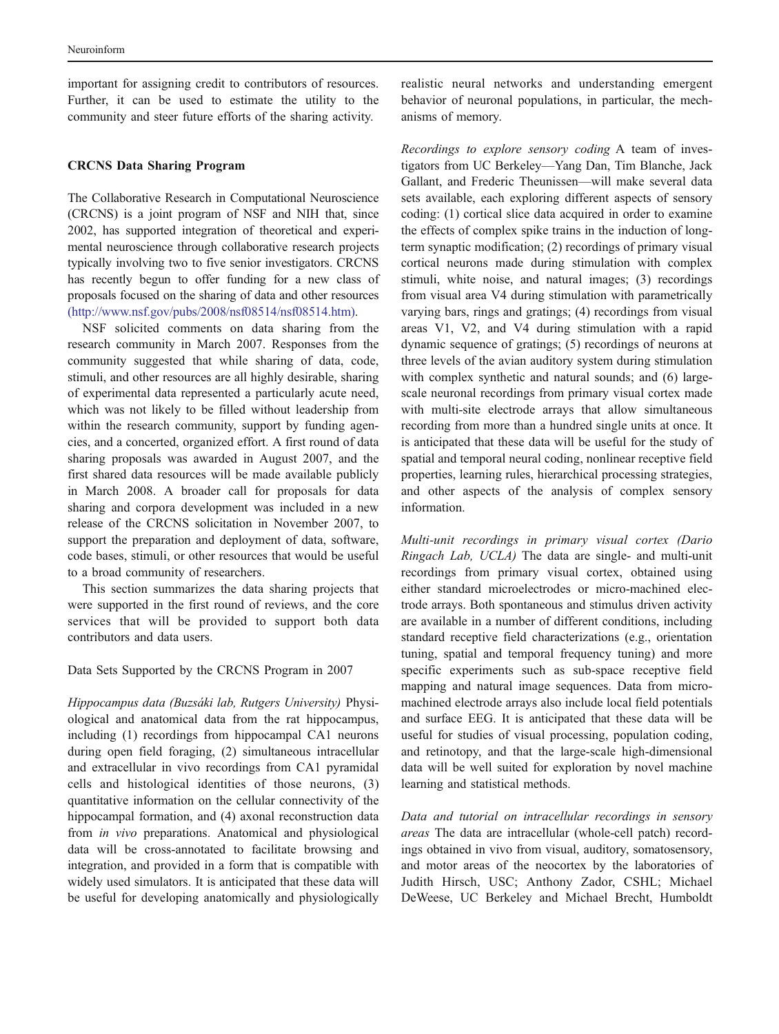important for assigning credit to contributors of resources. Further, it can be used to estimate the utility to the community and steer future efforts of the sharing activity.

## CRCNS Data Sharing Program

The Collaborative Research in Computational Neuroscience (CRCNS) is a joint program of NSF and NIH that, since 2002, has supported integration of theoretical and experimental neuroscience through collaborative research projects typically involving two to five senior investigators. CRCNS has recently begun to offer funding for a new class of proposals focused on the sharing of data and other resources (http://www.nsf.gov/pubs/2008/nsf08514/nsf08514.htm).

NSF solicited comments on data sharing from the research community in March 2007. Responses from the community suggested that while sharing of data, code, stimuli, and other resources are all highly desirable, sharing of experimental data represented a particularly acute need, which was not likely to be filled without leadership from within the research community, support by funding agencies, and a concerted, organized effort. A first round of data sharing proposals was awarded in August 2007, and the first shared data resources will be made available publicly in March 2008. A broader call for proposals for data sharing and corpora development was included in a new release of the CRCNS solicitation in November 2007, to support the preparation and deployment of data, software, code bases, stimuli, or other resources that would be useful to a broad community of researchers.

This section summarizes the data sharing projects that were supported in the first round of reviews, and the core services that will be provided to support both data contributors and data users.

### Data Sets Supported by the CRCNS Program in 2007

*Hippocampus data (Buzsáki lab, Rutgers University)* Physiological and anatomical data from the rat hippocampus, including (1) recordings from hippocampal CA1 neurons during open field foraging, (2) simultaneous intracellular and extracellular in vivo recordings from CA1 pyramidal cells and histological identities of those neurons, (3) quantitative information on the cellular connectivity of the hippocampal formation, and (4) axonal reconstruction data from *in vivo* preparations. Anatomical and physiological data will be cross-annotated to facilitate browsing and integration, and provided in a form that is compatible with widely used simulators. It is anticipated that these data will be useful for developing anatomically and physiologically realistic neural networks and understanding emergent behavior of neuronal populations, in particular, the mechanisms of memory.

*Recordings to explore sensory coding* A team of investigators from UC Berkeley—Yang Dan, Tim Blanche, Jack Gallant, and Frederic Theunissen—will make several data sets available, each exploring different aspects of sensory coding: (1) cortical slice data acquired in order to examine the effects of complex spike trains in the induction of long-term synaptic modification; (2) recordings of primary visual cortical neurons made during stimulation with complex stimuli, white noise, and natural images; (3) recordings from visual area V4 during stimulation with parametrically varying bars, rings and gratings; (4) recordings from visual areas V1, V2, and V4 during stimulation with a rapid dynamic sequence of gratings; (5) recordings of neurons at three levels of the avian auditory system during stimulation with complex synthetic and natural sounds; and (6) large-scale neuronal recordings from primary visual cortex made with multi-site electrode arrays that allow simultaneous recording from more than a hundred single units at once. It is anticipated that these data will be useful for the study of spatial and temporal neural coding, nonlinear receptive field properties, learning rules, hierarchical processing strategies, and other aspects of the analysis of complex sensory information.

*Multi-unit recordings in primary visual cortex (Dario Ringach Lab, UCLA)* The data are single- and multi-unit recordings from primary visual cortex, obtained using either standard microelectrodes or micro-machined electrode arrays. Both spontaneous and stimulus driven activity are available in a number of different conditions, including standard receptive field characterizations (e.g., orientation tuning, spatial and temporal frequency tuning) and more specific experiments such as sub-space receptive field mapping and natural image sequences. Data from micro-machined electrode arrays also include local field potentials and surface EEG. It is anticipated that these data will be useful for studies of visual processing, population coding, and retinotopy, and that the large-scale high-dimensional data will be well suited for exploration by novel machine learning and statistical methods.

*Data and tutorial on intracellular recordings in sensory areas* The data are intracellular (whole-cell patch) recordings obtained in vivo from visual, auditory, somatosensory, and motor areas of the neocortex by the laboratories of Judith Hirsch, USC; Anthony Zador, CSHL; Michael DeWeese, UC Berkeley and Michael Brecht, Humboldt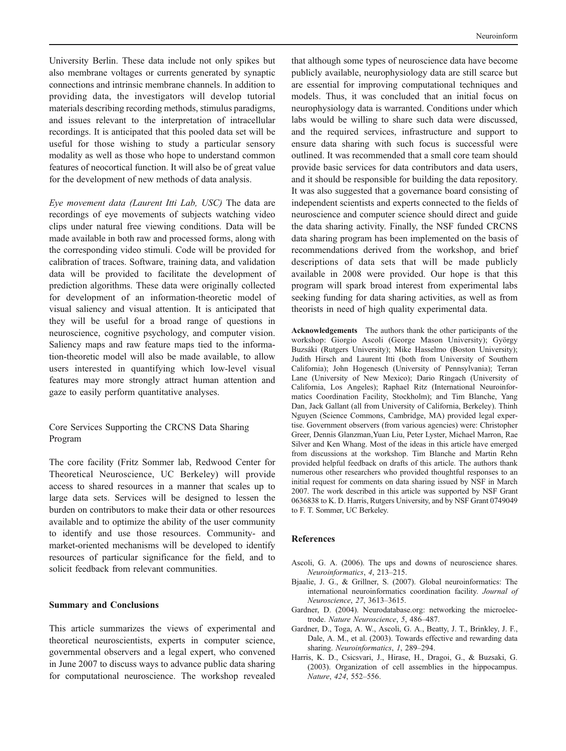University Berlin. These data include not only spikes but also membrane voltages or currents generated by synaptic connections and intrinsic membrane channels. In addition to providing data, the investigators will develop tutorial materials describing recording methods, stimulus paradigms, and issues relevant to the interpretation of intracellular recordings. It is anticipated that this pooled data set will be useful for those wishing to study a particular sensory modality as well as those who hope to understand common features of neocortical function. It will also be of great value for the development of new methods of data analysis.

*Eye movement data (Laurent Itti Lab, USC)* The data are recordings of eye movements of subjects watching video clips under natural free viewing conditions. Data will be made available in both raw and processed forms, along with the corresponding video stimuli. Code will be provided for calibration of traces. Software, training data, and validation data will be provided to facilitate the development of prediction algorithms. These data were originally collected for development of an information-theoretic model of visual saliency and visual attention. It is anticipated that they will be useful for a broad range of questions in neuroscience, cognitive psychology, and computer vision. Saliency maps and raw feature maps tied to the information-theoretic model will also be made available, to allow users interested in quantifying which low-level visual features may more strongly attract human attention and gaze to easily perform quantitative analyses.

## Core Services Supporting the CRCNS Data Sharing Program

The core facility (Fritz Sommer lab, Redwood Center for Theoretical Neuroscience, UC Berkeley) will provide access to shared resources in a manner that scales up to large data sets. Services will be designed to lessen the burden on contributors to make their data or other resources available and to optimize the ability of the user community to identify and use those resources. Community- and market-oriented mechanisms will be developed to identify resources of particular significance for the field, and to solicit feedback from relevant communities.

## Summary and Conclusions

This article summarizes the views of experimental and theoretical neuroscientists, experts in computer science, governmental observers and a legal expert, who convened in June 2007 to discuss ways to advance public data sharing for computational neuroscience. The workshop revealed that although some types of neuroscience data have become publicly available, neurophysiology data are still scarce but are essential for improving computational techniques and models. Thus, it was concluded that an initial focus on neurophysiology data is warranted. Conditions under which labs would be willing to share such data were discussed, and the required services, infrastructure and support to ensure data sharing with such focus is successful were outlined. It was recommended that a small core team should provide basic services for data contributors and data users, and it should be responsible for building the data repository. It was also suggested that a governance board consisting of independent scientists and experts connected to the fields of neuroscience and computer science should direct and guide the data sharing activity. Finally, the NSF funded CRCNS data sharing program has been implemented on the basis of recommendations derived from the workshop, and brief descriptions of data sets that will be made publicly available in 2008 were provided. Our hope is that this program will spark broad interest from experimental labs seeking funding for data sharing activities, as well as from theorists in need of high quality experimental data.

**Acknowledgements** The authors thank the other participants of the workshop: Giorgio Ascoli (George Mason University); György Buzsáki (Rutgers University); Mike Hasselmo (Boston University); Judith Hirsch and Laurent Itti (both from University of Southern California); John Hogenesch (University of Pennsylvania); Terran Lane (University of New Mexico); Dario Ringach (University of California, Los Angeles); Raphael Ritz (International Neuroinformatics Coordination Facility, Stockholm); and Tim Blanche, Yang Dan, Jack Gallant (all from University of California, Berkeley). Thinh Nguyen (Science Commons, Cambridge, MA) provided legal expertise. Government observers (from various agencies) were: Christopher Greer, Dennis Glanzman, Yuan Liu, Peter Lyster, Michael Marron, Rae Silver and Ken Whang. Most of the ideas in this article have emerged from discussions at the workshop. Tim Blanche and Martin Rehn provided helpful feedback on drafts of this article. The authors thank numerous other researchers who provided thoughtful responses to an initial request for comments on data sharing issued by NSF in March 2007. The work described in this article was supported by NSF Grant 0636838 to K. D. Harris, Rutgers University, and by NSF Grant 0749049 to F. T. Sommer, UC Berkeley.

## References

Ascoli, G. A. (2006). The ups and downs of neuroscience shares. *Neuroinformatics*, *4*, 213–215.

Bjaalie, J. G., & Grillner, S. (2007). Global neuroinformatics: The international neuroinformatics coordination facility. *Journal of Neuroscience*, *27*, 3613–3615.

Gardner, D. (2004). Neurodatabase.org: networking the microelectrode. *Nature Neuroscience*, *5*, 486–487.

Gardner, D., Toga, A. W., Ascoli, G. A., Beatty, J. T., Brinkley, J. F., Dale, A. M., et al. (2003). Towards effective and rewarding data sharing. *Neuroinformatics*, *1*, 289–294.

Harris, K. D., Csicsvari, J., Hirase, H., Dragoi, G., & Buzsaki, G. (2003). Organization of cell assemblies in the hippocampus. *Nature*, *424*, 552–556.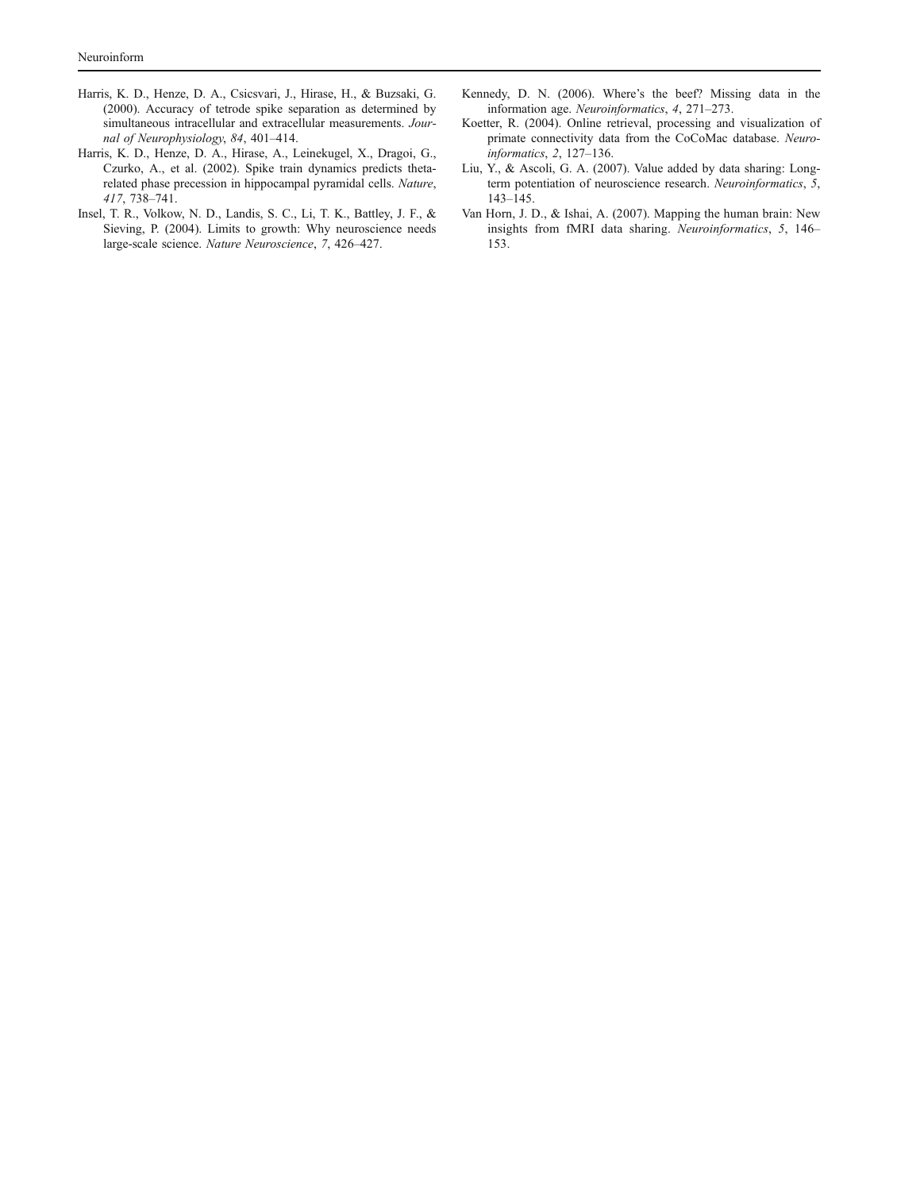Harris, K. D., Henze, D. A., Csicsvari, J., Hirase, H., & Buzsaki, G. (2000). Accuracy of tetrode spike separation as determined by simultaneous intracellular and extracellular measurements. *Journal of Neurophysiology*, *84*, 401–414.

Harris, K. D., Henze, D. A., Hirase, A., Leinekugel, X., Dragoi, G., Czurko, A., et al. (2002). Spike train dynamics predicts theta-related phase precession in hippocampal pyramidal cells. *Nature*, *417*, 738–741.

Insel, T. R., Volkow, N. D., Landis, S. C., Li, T. K., Battley, J. F., & Sieving, P. (2004). Limits to growth: Why neuroscience needs large-scale science. *Nature Neuroscience*, *7*, 426–427.

Kennedy, D. N. (2006). Where's the beef? Missing data in the information age. *Neuroinformatics*, *4*, 271–273.

Koetter, R. (2004). Online retrieval, processing and visualization of primate connectivity data from the CoCoMac database. *Neuroinformatics*, *2*, 127–136.

Liu, Y., & Ascoli, G. A. (2007). Value added by data sharing: Long-term potentiation of neuroscience research. *Neuroinformatics*, *5*, 143–145.

Van Horn, J. D., & Ishai, A. (2007). Mapping the human brain: New insights from fMRI data sharing. *Neuroinformatics*, *5*, 146–153.